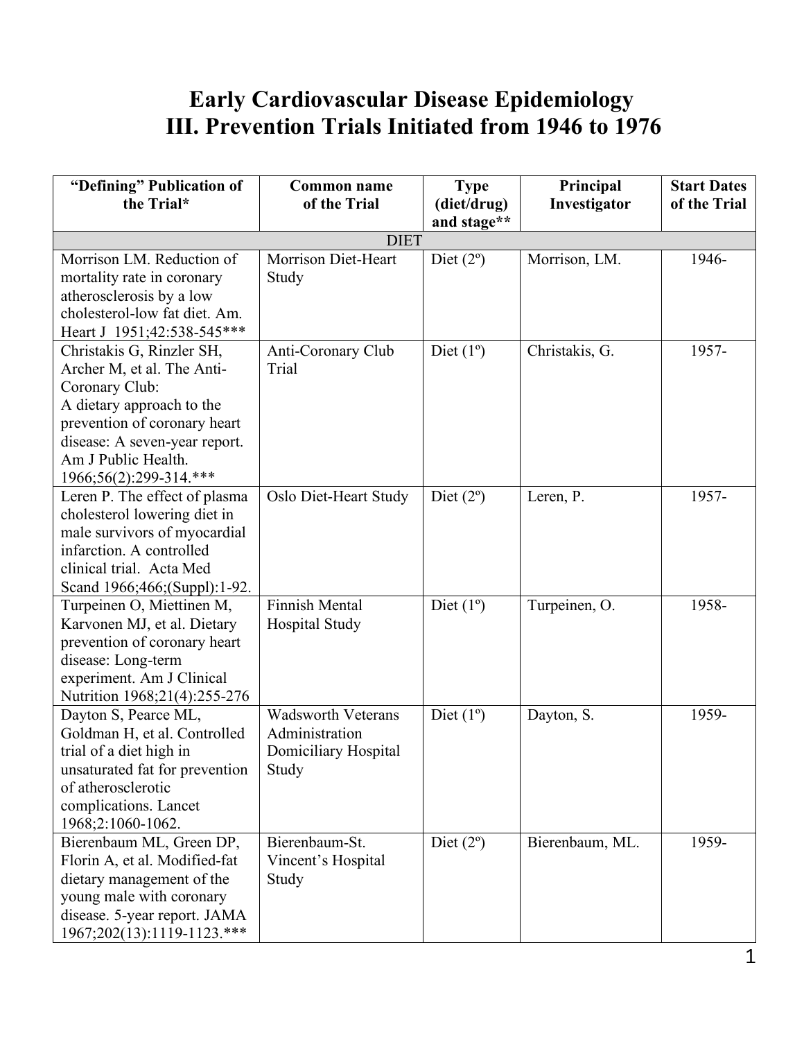# Early Cardiovascular Disease Epidemiology
# III. Prevention Trials Initiated from 1946 to 1976

| "Defining" Publication of the Trial* | Common name of the Trial | Type (diet/drug) and stage** | Principal Investigator | Start Dates of the Trial |
|---|---|---|---|---|
| DIET | | | | |
| Morrison LM. Reduction of mortality rate in coronary atherosclerosis by a low cholesterol-low fat diet. Am. Heart J 1951;42:538-545*** | Morrison Diet-Heart Study | Diet (2º) | Morrison, LM. | 1946- |
| Christakis G, Rinzler SH, Archer M, et al. The Anti-Coronary Club: A dietary approach to the prevention of coronary heart disease: A seven-year report. Am J Public Health. 1966;56(2):299-314.*** | Anti-Coronary Club Trial | Diet (1º) | Christakis, G. | 1957- |
| Leren P. The effect of plasma cholesterol lowering diet in male survivors of myocardial infarction. A controlled clinical trial. Acta Med Scand 1966;466;(Suppl):1-92. | Oslo Diet-Heart Study | Diet (2º) | Leren, P. | 1957- |
| Turpeinen O, Miettinen M, Karvonen MJ, et al. Dietary prevention of coronary heart disease: Long-term experiment. Am J Clinical Nutrition 1968;21(4):255-276 | Finnish Mental Hospital Study | Diet (1º) | Turpeinen, O. | 1958- |
| Dayton S, Pearce ML, Goldman H, et al. Controlled trial of a diet high in unsaturated fat for prevention of atherosclerotic complications. Lancet 1968;2:1060-1062. | Wadsworth Veterans Administration Domiciliary Hospital Study | Diet (1º) | Dayton, S. | 1959- |
| Bierenbaum ML, Green DP, Florin A, et al. Modified-fat dietary management of the young male with coronary disease. 5-year report. JAMA 1967;202(13):1119-1123.*** | Bierenbaum-St. Vincent's Hospital Study | Diet (2º) | Bierenbaum, ML. | 1959- |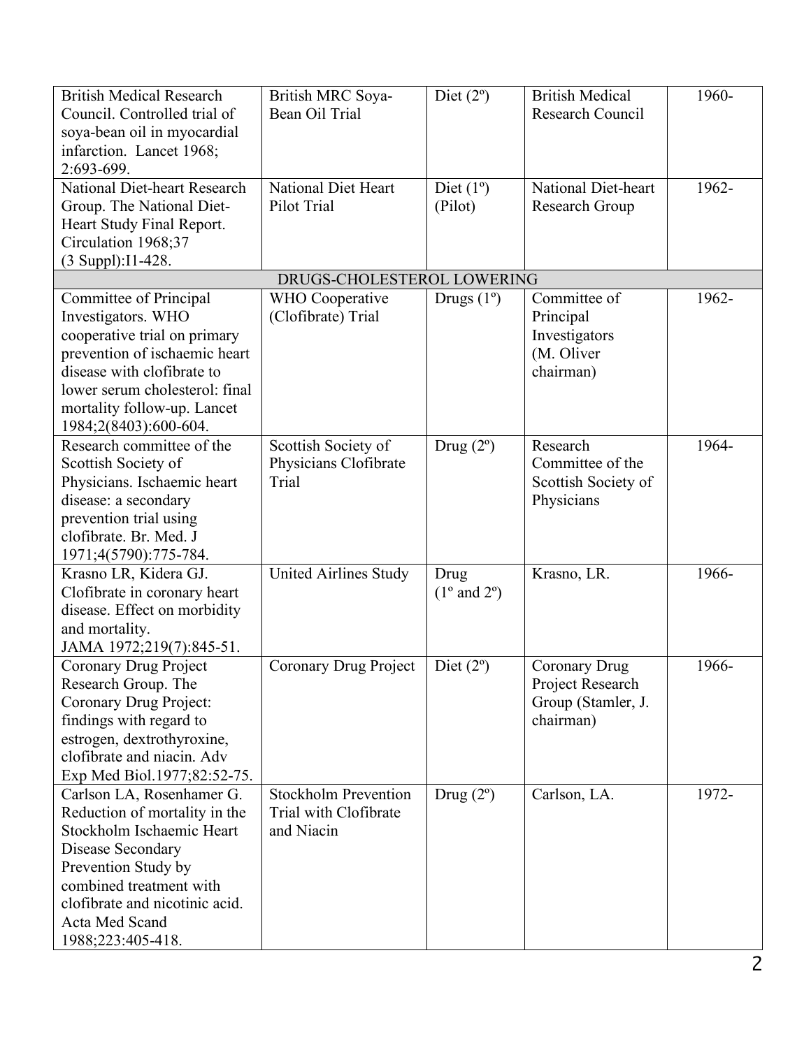| | | | | |
|---|---|---|---|---|
| British Medical Research Council. Controlled trial of soya-bean oil in myocardial infarction. Lancet 1968; 2:693-699. | British MRC Soya-Bean Oil Trial | Diet (2º) | British Medical Research Council | 1960- |
| National Diet-heart Research Group. The National Diet-Heart Study Final Report. Circulation 1968;37 (3 Suppl):I1-428. | National Diet Heart Pilot Trial | Diet (1º) (Pilot) | National Diet-heart Research Group | 1962- |
| DRUGS-CHOLESTEROL LOWERING | | | | |
| Committee of Principal Investigators. WHO cooperative trial on primary prevention of ischaemic heart disease with clofibrate to lower serum cholesterol: final mortality follow-up. Lancet 1984;2(8403):600-604. | WHO Cooperative (Clofibrate) Trial | Drugs (1º) | Committee of Principal Investigators (M. Oliver chairman) | 1962- |
| Research committee of the Scottish Society of Physicians. Ischaemic heart disease: a secondary prevention trial using clofibrate. Br. Med. J 1971;4(5790):775-784. | Scottish Society of Physicians Clofibrate Trial | Drug (2º) | Research Committee of the Scottish Society of Physicians | 1964- |
| Krasno LR, Kidera GJ. Clofibrate in coronary heart disease. Effect on morbidity and mortality. JAMA 1972;219(7):845-51. | United Airlines Study | Drug (1º and 2º) | Krasno, LR. | 1966- |
| Coronary Drug Project Research Group. The Coronary Drug Project: findings with regard to estrogen, dextrothyroxine, clofibrate and niacin. Adv Exp Med Biol.1977;82:52-75. | Coronary Drug Project | Diet (2º) | Coronary Drug Project Research Group (Stamler, J. chairman) | 1966- |
| Carlson LA, Rosenhamer G. Reduction of mortality in the Stockholm Ischaemic Heart Disease Secondary Prevention Study by combined treatment with clofibrate and nicotinic acid. Acta Med Scand 1988;223:405-418. | Stockholm Prevention Trial with Clofibrate and Niacin | Drug (2º) | Carlson, LA. | 1972- |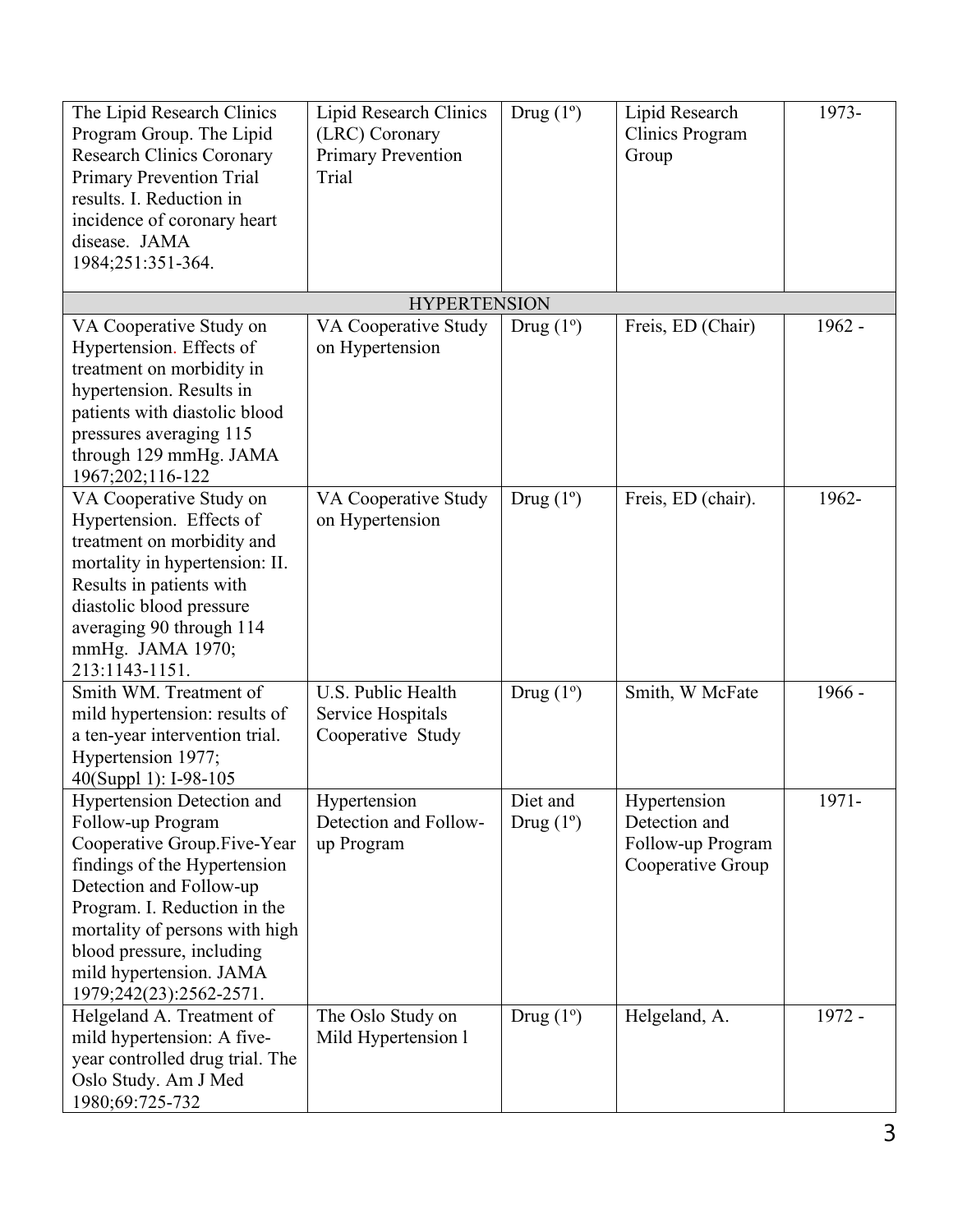| | | | | |
|---|---|---|---|---|
| The Lipid Research Clinics Program Group. The Lipid Research Clinics Coronary Primary Prevention Trial results. I. Reduction in incidence of coronary heart disease. JAMA 1984;251:351-364. | Lipid Research Clinics (LRC) Coronary Primary Prevention Trial | Drug (1º) | Lipid Research Clinics Program Group | 1973- |
| HYPERTENSION | | | | |
| VA Cooperative Study on Hypertension. Effects of treatment on morbidity in hypertension. Results in patients with diastolic blood pressures averaging 115 through 129 mmHg. JAMA 1967;202;116-122 | VA Cooperative Study on Hypertension | Drug (1º) | Freis, ED (Chair) | 1962 - |
| VA Cooperative Study on Hypertension. Effects of treatment on morbidity and mortality in hypertension: II. Results in patients with diastolic blood pressure averaging 90 through 114 mmHg. JAMA 1970; 213:1143-1151. | VA Cooperative Study on Hypertension | Drug (1º) | Freis, ED (chair). | 1962- |
| Smith WM. Treatment of mild hypertension: results of a ten-year intervention trial. Hypertension 1977; 40(Suppl 1): I-98-105 | U.S. Public Health Service Hospitals Cooperative Study | Drug (1º) | Smith, W McFate | 1966 - |
| Hypertension Detection and Follow-up Program Cooperative Group.Five-Year findings of the Hypertension Detection and Follow-up Program. I. Reduction in the mortality of persons with high blood pressure, including mild hypertension. JAMA 1979;242(23):2562-2571. | Hypertension Detection and Follow-up Program | Diet and Drug (1º) | Hypertension Detection and Follow-up Program Cooperative Group | 1971- |
| Helgeland A. Treatment of mild hypertension: A five-year controlled drug trial. The Oslo Study. Am J Med 1980;69:725-732 | The Oslo Study on Mild Hypertension l | Drug (1º) | Helgeland, A. | 1972 - |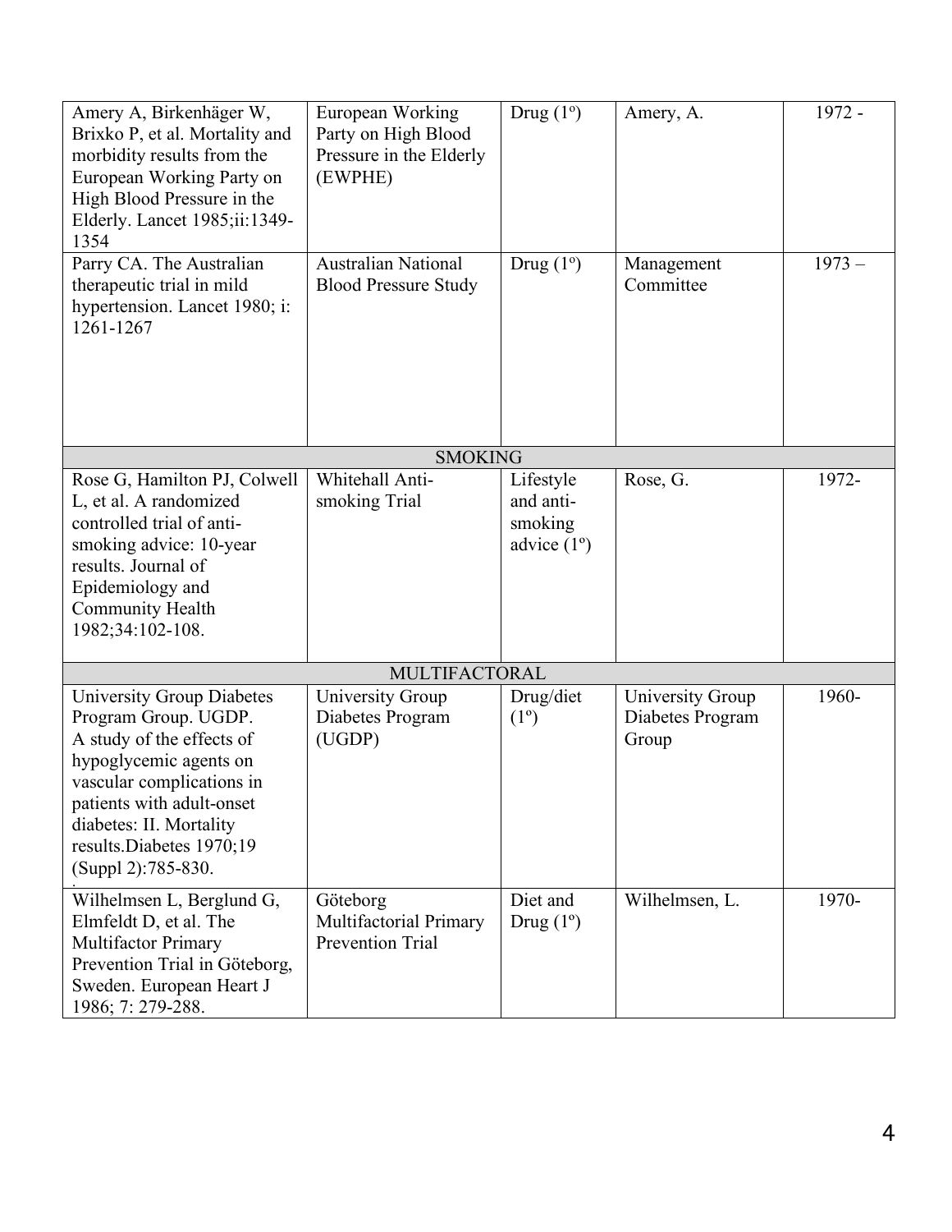| | | | | |
|---|---|---|---|---|
| Amery A, Birkenhäger W, Brixko P, et al. Mortality and morbidity results from the European Working Party on High Blood Pressure in the Elderly. Lancet 1985;ii:1349-1354 | European Working Party on High Blood Pressure in the Elderly (EWPHE) | Drug (1º) | Amery, A. | 1972 - |
| Parry CA. The Australian therapeutic trial in mild hypertension. Lancet 1980; i: 1261-1267 | Australian National Blood Pressure Study | Drug (1º) | Management Committee | 1973 – |
| | | SMOKING | | |
| Rose G, Hamilton PJ, Colwell L, et al. A randomized controlled trial of anti-smoking advice: 10-year results. Journal of Epidemiology and Community Health 1982;34:102-108. | Whitehall Anti-smoking Trial | Lifestyle and anti-smoking advice (1º) | Rose, G. | 1972- |
| | | MULTIFACTORAL | | |
| University Group Diabetes Program Group. UGDP. A study of the effects of hypoglycemic agents on vascular complications in patients with adult-onset diabetes: II. Mortality results.Diabetes 1970;19 (Suppl 2):785-830. | University Group Diabetes Program (UGDP) | Drug/diet (1º) | University Group Diabetes Program Group | 1960- |
| Wilhelmsen L, Berglund G, Elmfeldt D, et al. The Multifactor Primary Prevention Trial in Göteborg, Sweden. European Heart J 1986; 7: 279-288. | Göteborg Multifactorial Primary Prevention Trial | Diet and Drug (1º) | Wilhelmsen, L. | 1970- |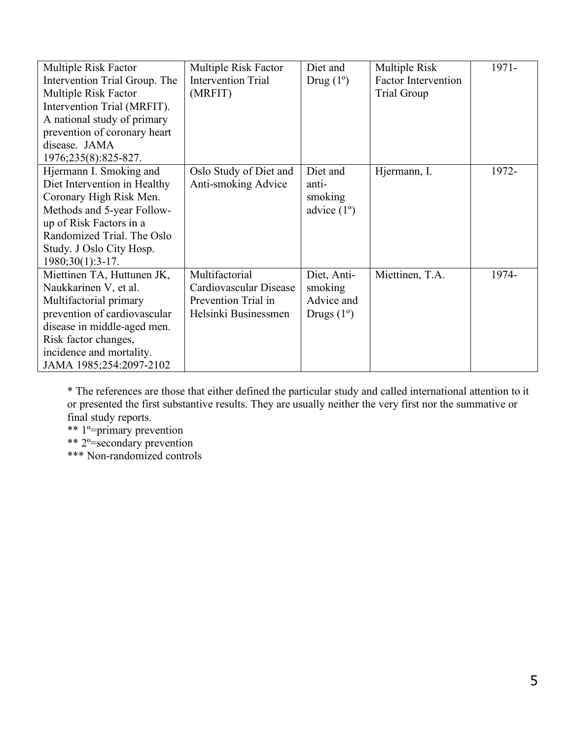| | | | | |
|---|---|---|---|---|
| Multiple Risk Factor Intervention Trial Group. The Multiple Risk Factor Intervention Trial (MRFIT). A national study of primary prevention of coronary heart disease. JAMA 1976;235(8):825-827. | Multiple Risk Factor Intervention Trial (MRFIT) | Diet and Drug (1º) | Multiple Risk Factor Intervention Trial Group | 1971- |
| Hjermann I. Smoking and Diet Intervention in Healthy Coronary High Risk Men. Methods and 5-year Follow-up of Risk Factors in a Randomized Trial. The Oslo Study. J Oslo City Hosp. 1980;30(1):3-17. | Oslo Study of Diet and Anti-smoking Advice | Diet and anti-smoking advice (1º) | Hjermann, I. | 1972- |
| Miettinen TA, Huttunen JK, Naukkarinen V, et al. Multifactorial primary prevention of cardiovascular disease in middle-aged men. Risk factor changes, incidence and mortality. JAMA 1985;254:2097-2102 | Multifactorial Cardiovascular Disease Prevention Trial in Helsinki Businessmen | Diet, Anti-smoking Advice and Drugs (1º) | Miettinen, T.A. | 1974- |

* The references are those that either defined the particular study and called international attention to it or presented the first substantive results. They are usually neither the very first nor the summative or final study reports.

** 1º=primary prevention

** 2º=secondary prevention

*** Non-randomized controls